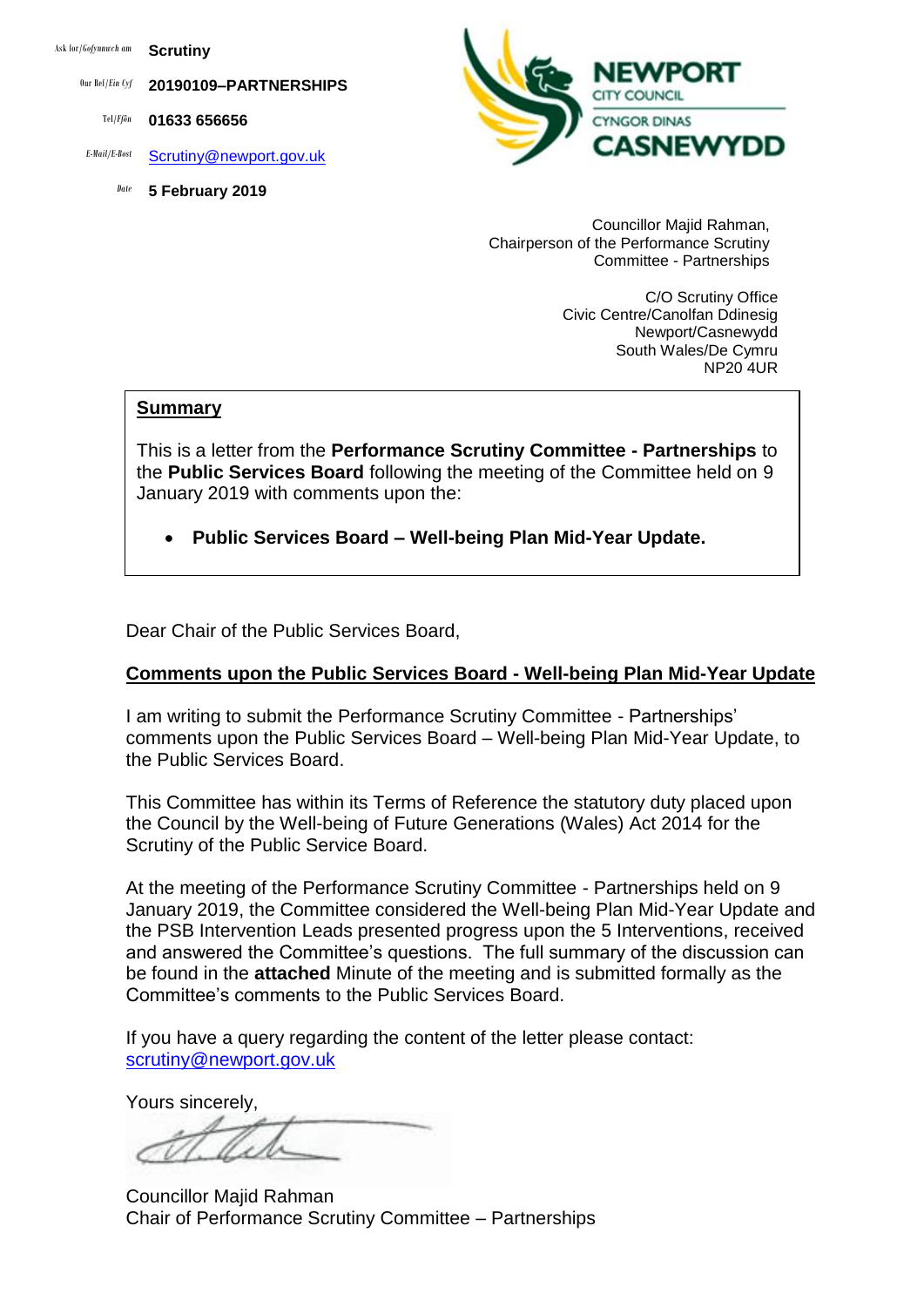Ask for/Gofynnwch am **Scrutiny**

Our Ref/Ein Cyf **20190109–PARTNERSHIPS**

Tel/Ffôn **01633 656656**

E-Mail/E-Bost Scrutiny@newport.gov.uk

Date **5 February 2019**

NEWPORT CITY COUNCIL
CYNGOR DINAS CASNEWYDD

Councillor Majid Rahman,
Chairperson of the Performance Scrutiny Committee - Partnerships

C/O Scrutiny Office
Civic Centre/Canolfan Ddinesig
Newport/Casnewydd
South Wales/De Cymru
NP20 4UR

**Summary**

This is a letter from the **Performance Scrutiny Committee - Partnerships** to the **Public Services Board** following the meeting of the Committee held on 9 January 2019 with comments upon the:

- **Public Services Board – Well-being Plan Mid-Year Update.**

Dear Chair of the Public Services Board,

**Comments upon the Public Services Board - Well-being Plan Mid-Year Update**

I am writing to submit the Performance Scrutiny Committee - Partnerships' comments upon the Public Services Board – Well-being Plan Mid-Year Update, to the Public Services Board.

This Committee has within its Terms of Reference the statutory duty placed upon the Council by the Well-being of Future Generations (Wales) Act 2014 for the Scrutiny of the Public Service Board.

At the meeting of the Performance Scrutiny Committee - Partnerships held on 9 January 2019, the Committee considered the Well-being Plan Mid-Year Update and the PSB Intervention Leads presented progress upon the 5 Interventions, received and answered the Committee's questions. The full summary of the discussion can be found in the **attached** Minute of the meeting and is submitted formally as the Committee's comments to the Public Services Board.

If you have a query regarding the content of the letter please contact: scrutiny@newport.gov.uk

Yours sincerely,

Councillor Majid Rahman
Chair of Performance Scrutiny Committee – Partnerships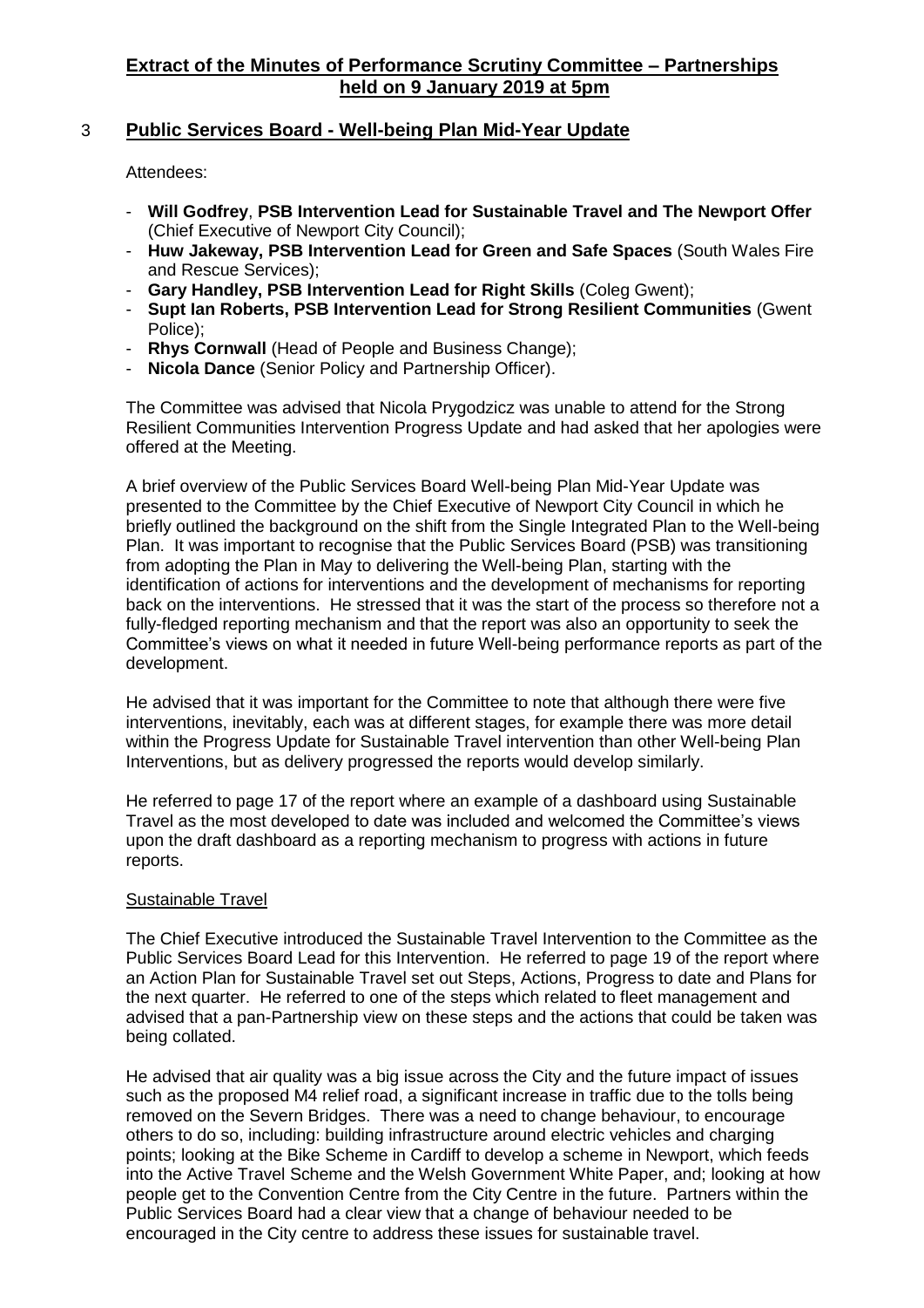# Extract of the Minutes of Performance Scrutiny Committee – Partnerships held on 9 January 2019 at 5pm

## 3 Public Services Board - Well-being Plan Mid-Year Update

Attendees:

- **Will Godfrey**, **PSB Intervention Lead for Sustainable Travel and The Newport Offer** (Chief Executive of Newport City Council);
- **Huw Jakeway, PSB Intervention Lead for Green and Safe Spaces** (South Wales Fire and Rescue Services);
- **Gary Handley, PSB Intervention Lead for Right Skills** (Coleg Gwent);
- **Supt Ian Roberts, PSB Intervention Lead for Strong Resilient Communities** (Gwent Police);
- **Rhys Cornwall** (Head of People and Business Change);
- **Nicola Dance** (Senior Policy and Partnership Officer).

The Committee was advised that Nicola Prygodzicz was unable to attend for the Strong Resilient Communities Intervention Progress Update and had asked that her apologies were offered at the Meeting.

A brief overview of the Public Services Board Well-being Plan Mid-Year Update was presented to the Committee by the Chief Executive of Newport City Council in which he briefly outlined the background on the shift from the Single Integrated Plan to the Well-being Plan. It was important to recognise that the Public Services Board (PSB) was transitioning from adopting the Plan in May to delivering the Well-being Plan, starting with the identification of actions for interventions and the development of mechanisms for reporting back on the interventions. He stressed that it was the start of the process so therefore not a fully-fledged reporting mechanism and that the report was also an opportunity to seek the Committee's views on what it needed in future Well-being performance reports as part of the development.

He advised that it was important for the Committee to note that although there were five interventions, inevitably, each was at different stages, for example there was more detail within the Progress Update for Sustainable Travel intervention than other Well-being Plan Interventions, but as delivery progressed the reports would develop similarly.

He referred to page 17 of the report where an example of a dashboard using Sustainable Travel as the most developed to date was included and welcomed the Committee's views upon the draft dashboard as a reporting mechanism to progress with actions in future reports.

### Sustainable Travel

The Chief Executive introduced the Sustainable Travel Intervention to the Committee as the Public Services Board Lead for this Intervention. He referred to page 19 of the report where an Action Plan for Sustainable Travel set out Steps, Actions, Progress to date and Plans for the next quarter. He referred to one of the steps which related to fleet management and advised that a pan-Partnership view on these steps and the actions that could be taken was being collated.

He advised that air quality was a big issue across the City and the future impact of issues such as the proposed M4 relief road, a significant increase in traffic due to the tolls being removed on the Severn Bridges. There was a need to change behaviour, to encourage others to do so, including: building infrastructure around electric vehicles and charging points; looking at the Bike Scheme in Cardiff to develop a scheme in Newport, which feeds into the Active Travel Scheme and the Welsh Government White Paper, and; looking at how people get to the Convention Centre from the City Centre in the future. Partners within the Public Services Board had a clear view that a change of behaviour needed to be encouraged in the City centre to address these issues for sustainable travel.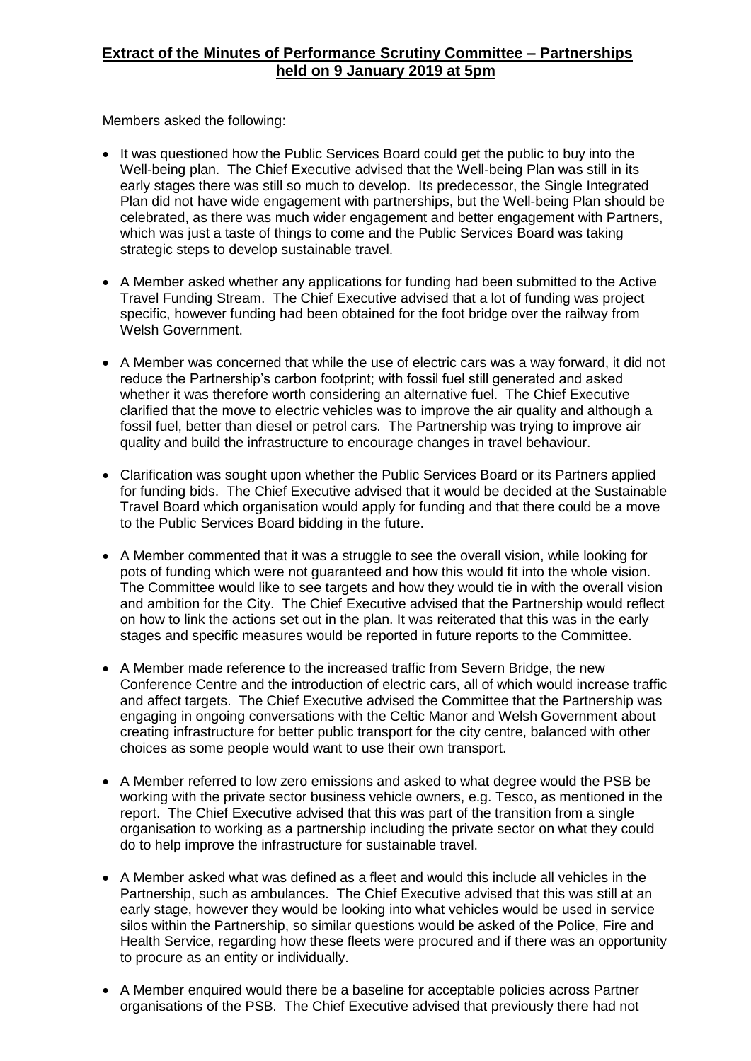## **Extract of the Minutes of Performance Scrutiny Committee – Partnerships held on 9 January 2019 at 5pm**

Members asked the following:

- It was questioned how the Public Services Board could get the public to buy into the Well-being plan. The Chief Executive advised that the Well-being Plan was still in its early stages there was still so much to develop. Its predecessor, the Single Integrated Plan did not have wide engagement with partnerships, but the Well-being Plan should be celebrated, as there was much wider engagement and better engagement with Partners, which was just a taste of things to come and the Public Services Board was taking strategic steps to develop sustainable travel.
- A Member asked whether any applications for funding had been submitted to the Active Travel Funding Stream. The Chief Executive advised that a lot of funding was project specific, however funding had been obtained for the foot bridge over the railway from Welsh Government.
- A Member was concerned that while the use of electric cars was a way forward, it did not reduce the Partnership's carbon footprint; with fossil fuel still generated and asked whether it was therefore worth considering an alternative fuel. The Chief Executive clarified that the move to electric vehicles was to improve the air quality and although a fossil fuel, better than diesel or petrol cars. The Partnership was trying to improve air quality and build the infrastructure to encourage changes in travel behaviour.
- Clarification was sought upon whether the Public Services Board or its Partners applied for funding bids. The Chief Executive advised that it would be decided at the Sustainable Travel Board which organisation would apply for funding and that there could be a move to the Public Services Board bidding in the future.
- A Member commented that it was a struggle to see the overall vision, while looking for pots of funding which were not guaranteed and how this would fit into the whole vision. The Committee would like to see targets and how they would tie in with the overall vision and ambition for the City. The Chief Executive advised that the Partnership would reflect on how to link the actions set out in the plan. It was reiterated that this was in the early stages and specific measures would be reported in future reports to the Committee.
- A Member made reference to the increased traffic from Severn Bridge, the new Conference Centre and the introduction of electric cars, all of which would increase traffic and affect targets. The Chief Executive advised the Committee that the Partnership was engaging in ongoing conversations with the Celtic Manor and Welsh Government about creating infrastructure for better public transport for the city centre, balanced with other choices as some people would want to use their own transport.
- A Member referred to low zero emissions and asked to what degree would the PSB be working with the private sector business vehicle owners, e.g. Tesco, as mentioned in the report. The Chief Executive advised that this was part of the transition from a single organisation to working as a partnership including the private sector on what they could do to help improve the infrastructure for sustainable travel.
- A Member asked what was defined as a fleet and would this include all vehicles in the Partnership, such as ambulances. The Chief Executive advised that this was still at an early stage, however they would be looking into what vehicles would be used in service silos within the Partnership, so similar questions would be asked of the Police, Fire and Health Service, regarding how these fleets were procured and if there was an opportunity to procure as an entity or individually.
- A Member enquired would there be a baseline for acceptable policies across Partner organisations of the PSB. The Chief Executive advised that previously there had not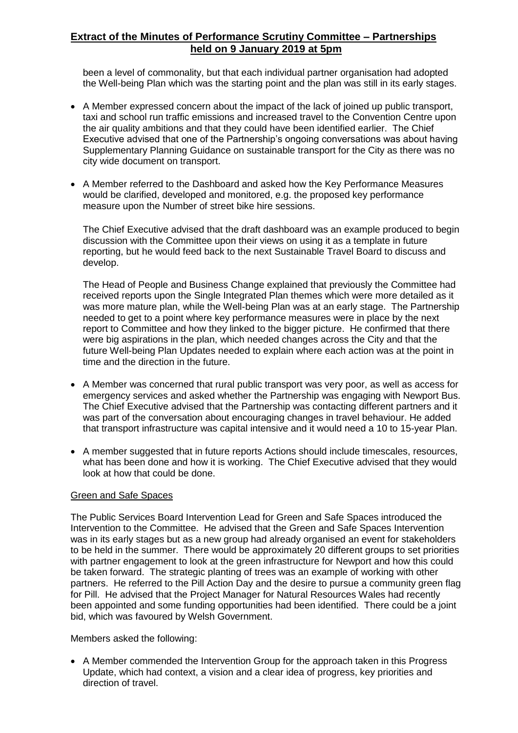been a level of commonality, but that each individual partner organisation had adopted the Well-being Plan which was the starting point and the plan was still in its early stages.

- A Member expressed concern about the impact of the lack of joined up public transport, taxi and school run traffic emissions and increased travel to the Convention Centre upon the air quality ambitions and that they could have been identified earlier. The Chief Executive advised that one of the Partnership's ongoing conversations was about having Supplementary Planning Guidance on sustainable transport for the City as there was no city wide document on transport.

- A Member referred to the Dashboard and asked how the Key Performance Measures would be clarified, developed and monitored, e.g. the proposed key performance measure upon the Number of street bike hire sessions.

  The Chief Executive advised that the draft dashboard was an example produced to begin discussion with the Committee upon their views on using it as a template in future reporting, but he would feed back to the next Sustainable Travel Board to discuss and develop.

  The Head of People and Business Change explained that previously the Committee had received reports upon the Single Integrated Plan themes which were more detailed as it was more mature plan, while the Well-being Plan was at an early stage. The Partnership needed to get to a point where key performance measures were in place by the next report to Committee and how they linked to the bigger picture. He confirmed that there were big aspirations in the plan, which needed changes across the City and that the future Well-being Plan Updates needed to explain where each action was at the point in time and the direction in the future.

- A Member was concerned that rural public transport was very poor, as well as access for emergency services and asked whether the Partnership was engaging with Newport Bus. The Chief Executive advised that the Partnership was contacting different partners and it was part of the conversation about encouraging changes in travel behaviour. He added that transport infrastructure was capital intensive and it would need a 10 to 15-year Plan.

- A member suggested that in future reports Actions should include timescales, resources, what has been done and how it is working. The Chief Executive advised that they would look at how that could be done.

<u>Green and Safe Spaces</u>

The Public Services Board Intervention Lead for Green and Safe Spaces introduced the Intervention to the Committee. He advised that the Green and Safe Spaces Intervention was in its early stages but as a new group had already organised an event for stakeholders to be held in the summer. There would be approximately 20 different groups to set priorities with partner engagement to look at the green infrastructure for Newport and how this could be taken forward. The strategic planting of trees was an example of working with other partners. He referred to the Pill Action Day and the desire to pursue a community green flag for Pill. He advised that the Project Manager for Natural Resources Wales had recently been appointed and some funding opportunities had been identified. There could be a joint bid, which was favoured by Welsh Government.

Members asked the following:

- A Member commended the Intervention Group for the approach taken in this Progress Update, which had context, a vision and a clear idea of progress, key priorities and direction of travel.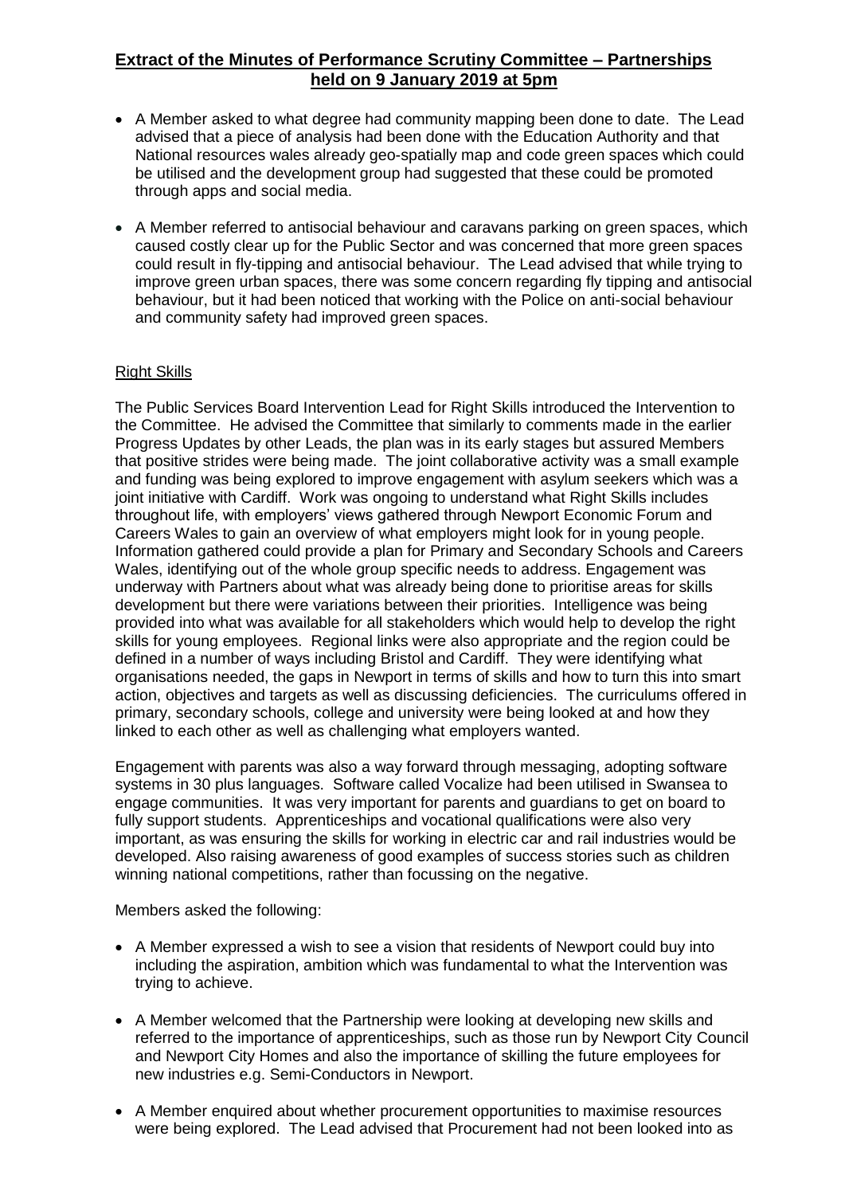**Extract of the Minutes of Performance Scrutiny Committee – Partnerships held on 9 January 2019 at 5pm**

- A Member asked to what degree had community mapping been done to date. The Lead advised that a piece of analysis had been done with the Education Authority and that National resources wales already geo-spatially map and code green spaces which could be utilised and the development group had suggested that these could be promoted through apps and social media.
- A Member referred to antisocial behaviour and caravans parking on green spaces, which caused costly clear up for the Public Sector and was concerned that more green spaces could result in fly-tipping and antisocial behaviour. The Lead advised that while trying to improve green urban spaces, there was some concern regarding fly tipping and antisocial behaviour, but it had been noticed that working with the Police on anti-social behaviour and community safety had improved green spaces.

Right Skills

The Public Services Board Intervention Lead for Right Skills introduced the Intervention to the Committee. He advised the Committee that similarly to comments made in the earlier Progress Updates by other Leads, the plan was in its early stages but assured Members that positive strides were being made. The joint collaborative activity was a small example and funding was being explored to improve engagement with asylum seekers which was a joint initiative with Cardiff. Work was ongoing to understand what Right Skills includes throughout life, with employers' views gathered through Newport Economic Forum and Careers Wales to gain an overview of what employers might look for in young people. Information gathered could provide a plan for Primary and Secondary Schools and Careers Wales, identifying out of the whole group specific needs to address. Engagement was underway with Partners about what was already being done to prioritise areas for skills development but there were variations between their priorities. Intelligence was being provided into what was available for all stakeholders which would help to develop the right skills for young employees. Regional links were also appropriate and the region could be defined in a number of ways including Bristol and Cardiff. They were identifying what organisations needed, the gaps in Newport in terms of skills and how to turn this into smart action, objectives and targets as well as discussing deficiencies. The curriculums offered in primary, secondary schools, college and university were being looked at and how they linked to each other as well as challenging what employers wanted.

Engagement with parents was also a way forward through messaging, adopting software systems in 30 plus languages. Software called Vocalize had been utilised in Swansea to engage communities. It was very important for parents and guardians to get on board to fully support students. Apprenticeships and vocational qualifications were also very important, as was ensuring the skills for working in electric car and rail industries would be developed. Also raising awareness of good examples of success stories such as children winning national competitions, rather than focussing on the negative.

Members asked the following:

- A Member expressed a wish to see a vision that residents of Newport could buy into including the aspiration, ambition which was fundamental to what the Intervention was trying to achieve.
- A Member welcomed that the Partnership were looking at developing new skills and referred to the importance of apprenticeships, such as those run by Newport City Council and Newport City Homes and also the importance of skilling the future employees for new industries e.g. Semi-Conductors in Newport.
- A Member enquired about whether procurement opportunities to maximise resources were being explored. The Lead advised that Procurement had not been looked into as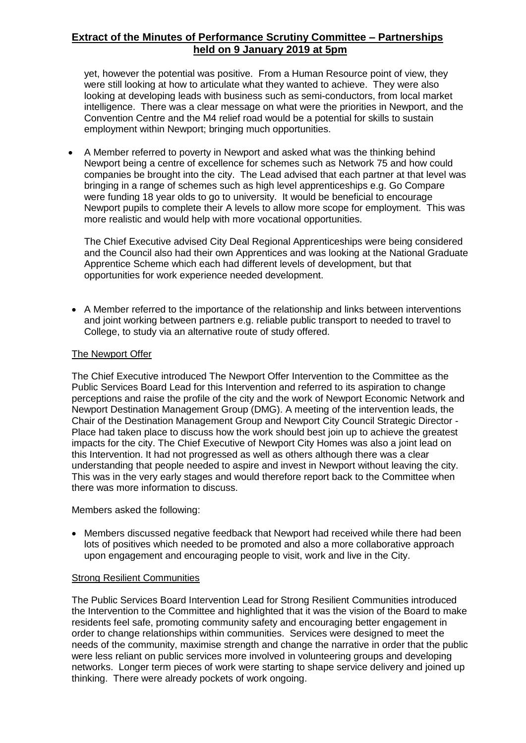yet, however the potential was positive. From a Human Resource point of view, they were still looking at how to articulate what they wanted to achieve. They were also looking at developing leads with business such as semi-conductors, from local market intelligence. There was a clear message on what were the priorities in Newport, and the Convention Centre and the M4 relief road would be a potential for skills to sustain employment within Newport; bringing much opportunities.

- A Member referred to poverty in Newport and asked what was the thinking behind Newport being a centre of excellence for schemes such as Network 75 and how could companies be brought into the city. The Lead advised that each partner at that level was bringing in a range of schemes such as high level apprenticeships e.g. Go Compare were funding 18 year olds to go to university. It would be beneficial to encourage Newport pupils to complete their A levels to allow more scope for employment. This was more realistic and would help with more vocational opportunities.

  The Chief Executive advised City Deal Regional Apprenticeships were being considered and the Council also had their own Apprentices and was looking at the National Graduate Apprentice Scheme which each had different levels of development, but that opportunities for work experience needed development.

- A Member referred to the importance of the relationship and links between interventions and joint working between partners e.g. reliable public transport to needed to travel to College, to study via an alternative route of study offered.

### The Newport Offer

The Chief Executive introduced The Newport Offer Intervention to the Committee as the Public Services Board Lead for this Intervention and referred to its aspiration to change perceptions and raise the profile of the city and the work of Newport Economic Network and Newport Destination Management Group (DMG). A meeting of the intervention leads, the Chair of the Destination Management Group and Newport City Council Strategic Director - Place had taken place to discuss how the work should best join up to achieve the greatest impacts for the city. The Chief Executive of Newport City Homes was also a joint lead on this Intervention. It had not progressed as well as others although there was a clear understanding that people needed to aspire and invest in Newport without leaving the city. This was in the very early stages and would therefore report back to the Committee when there was more information to discuss.

Members asked the following:

- Members discussed negative feedback that Newport had received while there had been lots of positives which needed to be promoted and also a more collaborative approach upon engagement and encouraging people to visit, work and live in the City.

### Strong Resilient Communities

The Public Services Board Intervention Lead for Strong Resilient Communities introduced the Intervention to the Committee and highlighted that it was the vision of the Board to make residents feel safe, promoting community safety and encouraging better engagement in order to change relationships within communities. Services were designed to meet the needs of the community, maximise strength and change the narrative in order that the public were less reliant on public services more involved in volunteering groups and developing networks. Longer term pieces of work were starting to shape service delivery and joined up thinking. There were already pockets of work ongoing.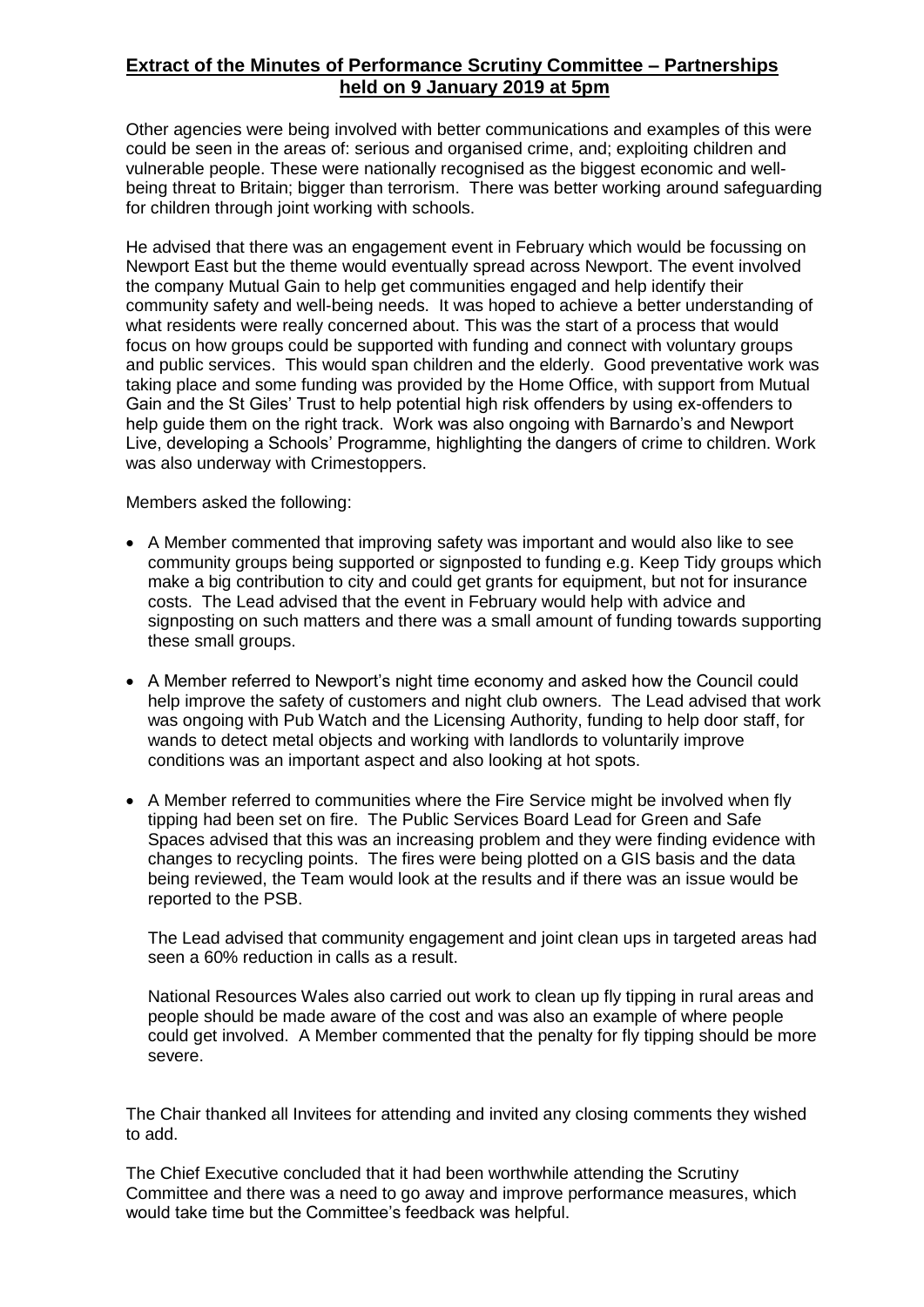# Extract of the Minutes of Performance Scrutiny Committee – Partnerships held on 9 January 2019 at 5pm

Other agencies were being involved with better communications and examples of this were could be seen in the areas of: serious and organised crime, and; exploiting children and vulnerable people. These were nationally recognised as the biggest economic and well-being threat to Britain; bigger than terrorism. There was better working around safeguarding for children through joint working with schools.

He advised that there was an engagement event in February which would be focussing on Newport East but the theme would eventually spread across Newport. The event involved the company Mutual Gain to help get communities engaged and help identify their community safety and well-being needs. It was hoped to achieve a better understanding of what residents were really concerned about. This was the start of a process that would focus on how groups could be supported with funding and connect with voluntary groups and public services. This would span children and the elderly. Good preventative work was taking place and some funding was provided by the Home Office, with support from Mutual Gain and the St Giles' Trust to help potential high risk offenders by using ex-offenders to help guide them on the right track. Work was also ongoing with Barnardo's and Newport Live, developing a Schools' Programme, highlighting the dangers of crime to children. Work was also underway with Crimestoppers.

Members asked the following:

- A Member commented that improving safety was important and would also like to see community groups being supported or signposted to funding e.g. Keep Tidy groups which make a big contribution to city and could get grants for equipment, but not for insurance costs. The Lead advised that the event in February would help with advice and signposting on such matters and there was a small amount of funding towards supporting these small groups.

- A Member referred to Newport's night time economy and asked how the Council could help improve the safety of customers and night club owners. The Lead advised that work was ongoing with Pub Watch and the Licensing Authority, funding to help door staff, for wands to detect metal objects and working with landlords to voluntarily improve conditions was an important aspect and also looking at hot spots.

- A Member referred to communities where the Fire Service might be involved when fly tipping had been set on fire. The Public Services Board Lead for Green and Safe Spaces advised that this was an increasing problem and they were finding evidence with changes to recycling points. The fires were being plotted on a GIS basis and the data being reviewed, the Team would look at the results and if there was an issue would be reported to the PSB.

  The Lead advised that community engagement and joint clean ups in targeted areas had seen a 60% reduction in calls as a result.

  National Resources Wales also carried out work to clean up fly tipping in rural areas and people should be made aware of the cost and was also an example of where people could get involved. A Member commented that the penalty for fly tipping should be more severe.

The Chair thanked all Invitees for attending and invited any closing comments they wished to add.

The Chief Executive concluded that it had been worthwhile attending the Scrutiny Committee and there was a need to go away and improve performance measures, which would take time but the Committee's feedback was helpful.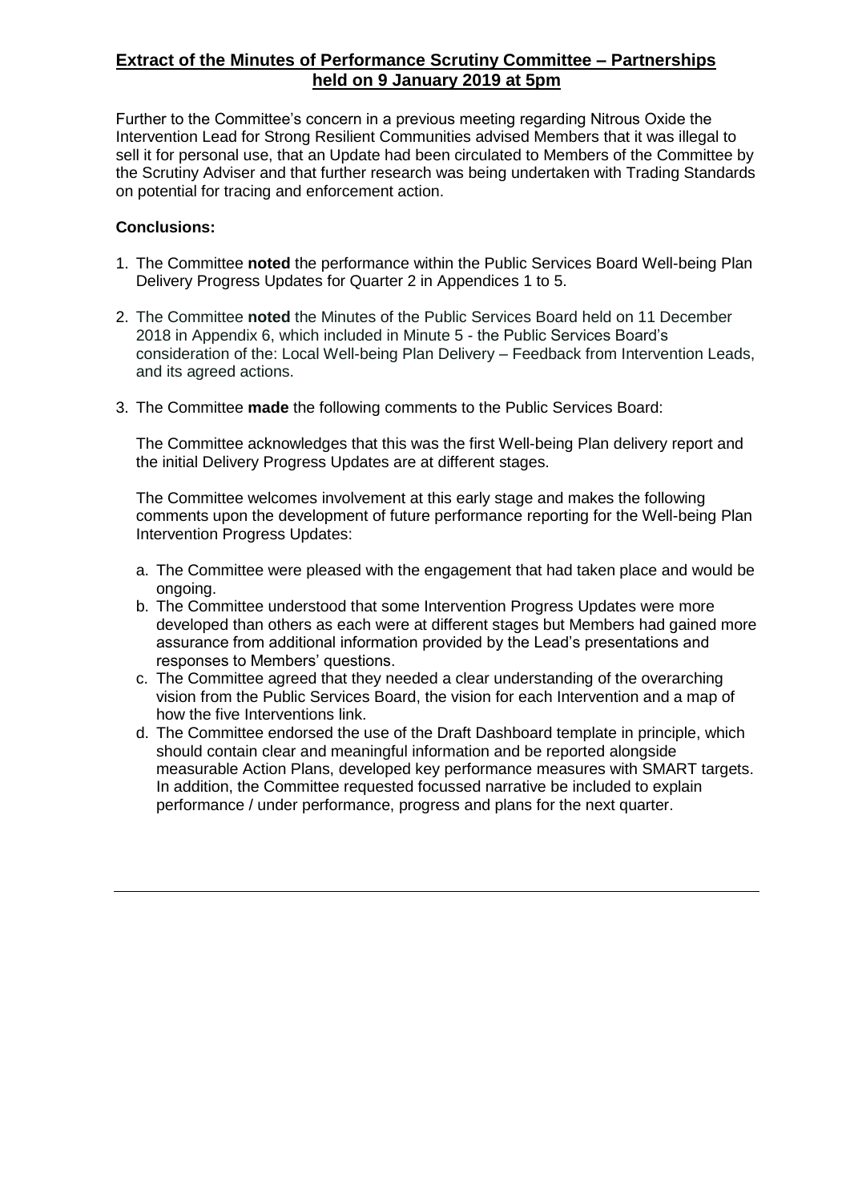## Extract of the Minutes of Performance Scrutiny Committee – Partnerships held on 9 January 2019 at 5pm

Further to the Committee's concern in a previous meeting regarding Nitrous Oxide the Intervention Lead for Strong Resilient Communities advised Members that it was illegal to sell it for personal use, that an Update had been circulated to Members of the Committee by the Scrutiny Adviser and that further research was being undertaken with Trading Standards on potential for tracing and enforcement action.

**Conclusions:**

1. The Committee **noted** the performance within the Public Services Board Well-being Plan Delivery Progress Updates for Quarter 2 in Appendices 1 to 5.

2. The Committee **noted** the Minutes of the Public Services Board held on 11 December 2018 in Appendix 6, which included in Minute 5 - the Public Services Board's consideration of the: Local Well-being Plan Delivery – Feedback from Intervention Leads, and its agreed actions.

3. The Committee **made** the following comments to the Public Services Board:

   The Committee acknowledges that this was the first Well-being Plan delivery report and the initial Delivery Progress Updates are at different stages.

   The Committee welcomes involvement at this early stage and makes the following comments upon the development of future performance reporting for the Well-being Plan Intervention Progress Updates:

   a. The Committee were pleased with the engagement that had taken place and would be ongoing.
   b. The Committee understood that some Intervention Progress Updates were more developed than others as each were at different stages but Members had gained more assurance from additional information provided by the Lead's presentations and responses to Members' questions.
   c. The Committee agreed that they needed a clear understanding of the overarching vision from the Public Services Board, the vision for each Intervention and a map of how the five Interventions link.
   d. The Committee endorsed the use of the Draft Dashboard template in principle, which should contain clear and meaningful information and be reported alongside measurable Action Plans, developed key performance measures with SMART targets. In addition, the Committee requested focussed narrative be included to explain performance / under performance, progress and plans for the next quarter.